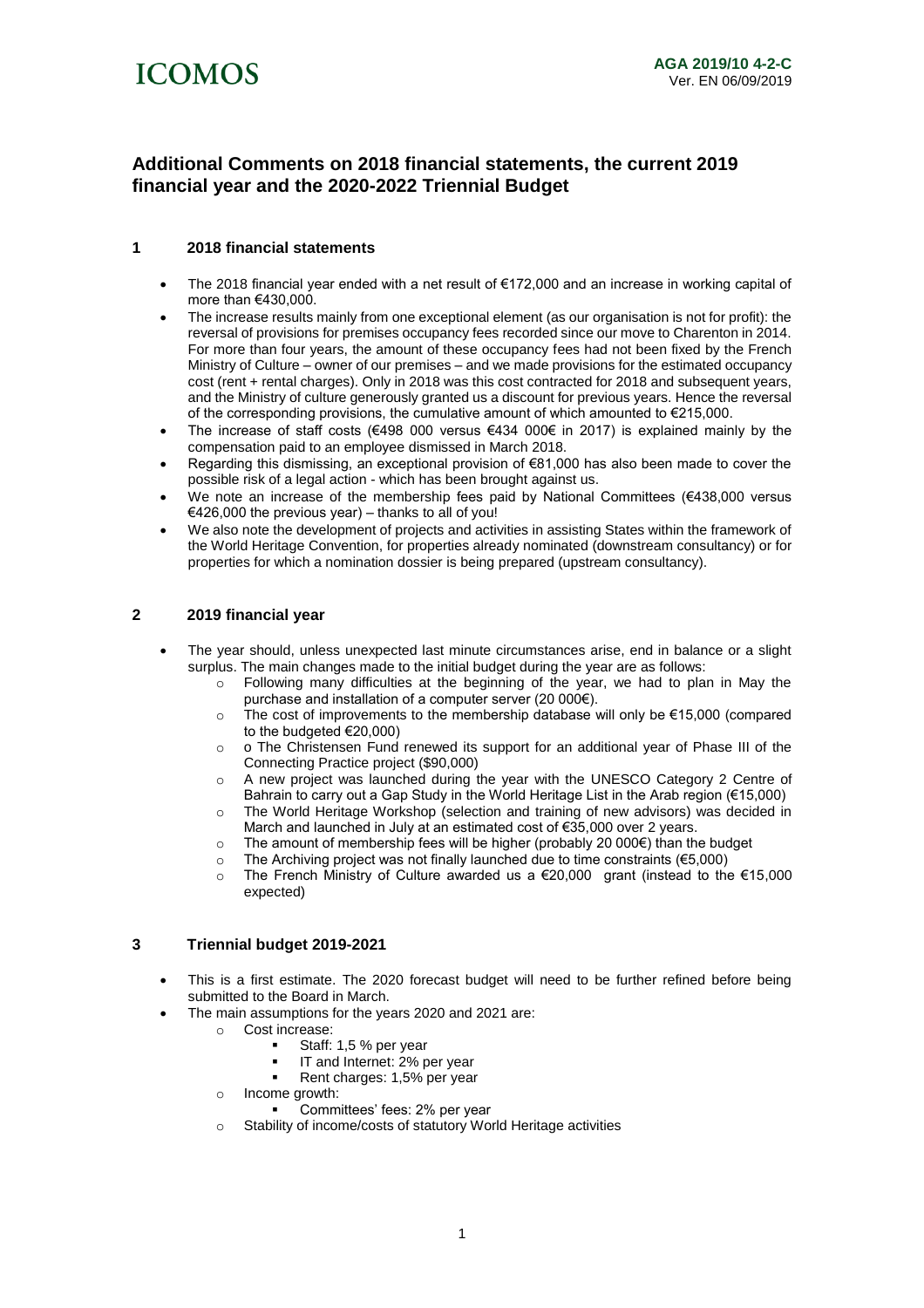ICOMOS

**AGA 2019/10 4-2-C**
Ver. EN 06/09/2019

## Additional Comments on 2018 financial statements, the current 2019 financial year and the 2020-2022 Triennial Budget

### 1 2018 financial statements

- The 2018 financial year ended with a net result of €172,000 and an increase in working capital of more than €430,000.
- The increase results mainly from one exceptional element (as our organisation is not for profit): the reversal of provisions for premises occupancy fees recorded since our move to Charenton in 2014. For more than four years, the amount of these occupancy fees had not been fixed by the French Ministry of Culture – owner of our premises – and we made provisions for the estimated occupancy cost (rent + rental charges). Only in 2018 was this cost contracted for 2018 and subsequent years, and the Ministry of culture generously granted us a discount for previous years. Hence the reversal of the corresponding provisions, the cumulative amount of which amounted to €215,000.
- The increase of staff costs (€498 000 versus €434 000€ in 2017) is explained mainly by the compensation paid to an employee dismissed in March 2018.
- Regarding this dismissing, an exceptional provision of €81,000 has also been made to cover the possible risk of a legal action - which has been brought against us.
- We note an increase of the membership fees paid by National Committees (€438,000 versus €426,000 the previous year) – thanks to all of you!
- We also note the development of projects and activities in assisting States within the framework of the World Heritage Convention, for properties already nominated (downstream consultancy) or for properties for which a nomination dossier is being prepared (upstream consultancy).

### 2 2019 financial year

- The year should, unless unexpected last minute circumstances arise, end in balance or a slight surplus. The main changes made to the initial budget during the year are as follows:
  - Following many difficulties at the beginning of the year, we had to plan in May the purchase and installation of a computer server (20 000€).
  - The cost of improvements to the membership database will only be €15,000 (compared to the budgeted €20,000)
  - o The Christensen Fund renewed its support for an additional year of Phase III of the Connecting Practice project ($90,000)
  - A new project was launched during the year with the UNESCO Category 2 Centre of Bahrain to carry out a Gap Study in the World Heritage List in the Arab region (€15,000)
  - The World Heritage Workshop (selection and training of new advisors) was decided in March and launched in July at an estimated cost of €35,000 over 2 years.
  - The amount of membership fees will be higher (probably 20 000€) than the budget
  - The Archiving project was not finally launched due to time constraints (€5,000)
  - The French Ministry of Culture awarded us a €20,000 grant (instead to the €15,000 expected)

### 3 Triennial budget 2019-2021

- This is a first estimate. The 2020 forecast budget will need to be further refined before being submitted to the Board in March.
- The main assumptions for the years 2020 and 2021 are:
  - Cost increase:
    - Staff: 1,5 % per year
    - IT and Internet: 2% per year
    - Rent charges: 1,5% per year
  - Income growth:
    - Committees' fees: 2% per year
  - Stability of income/costs of statutory World Heritage activities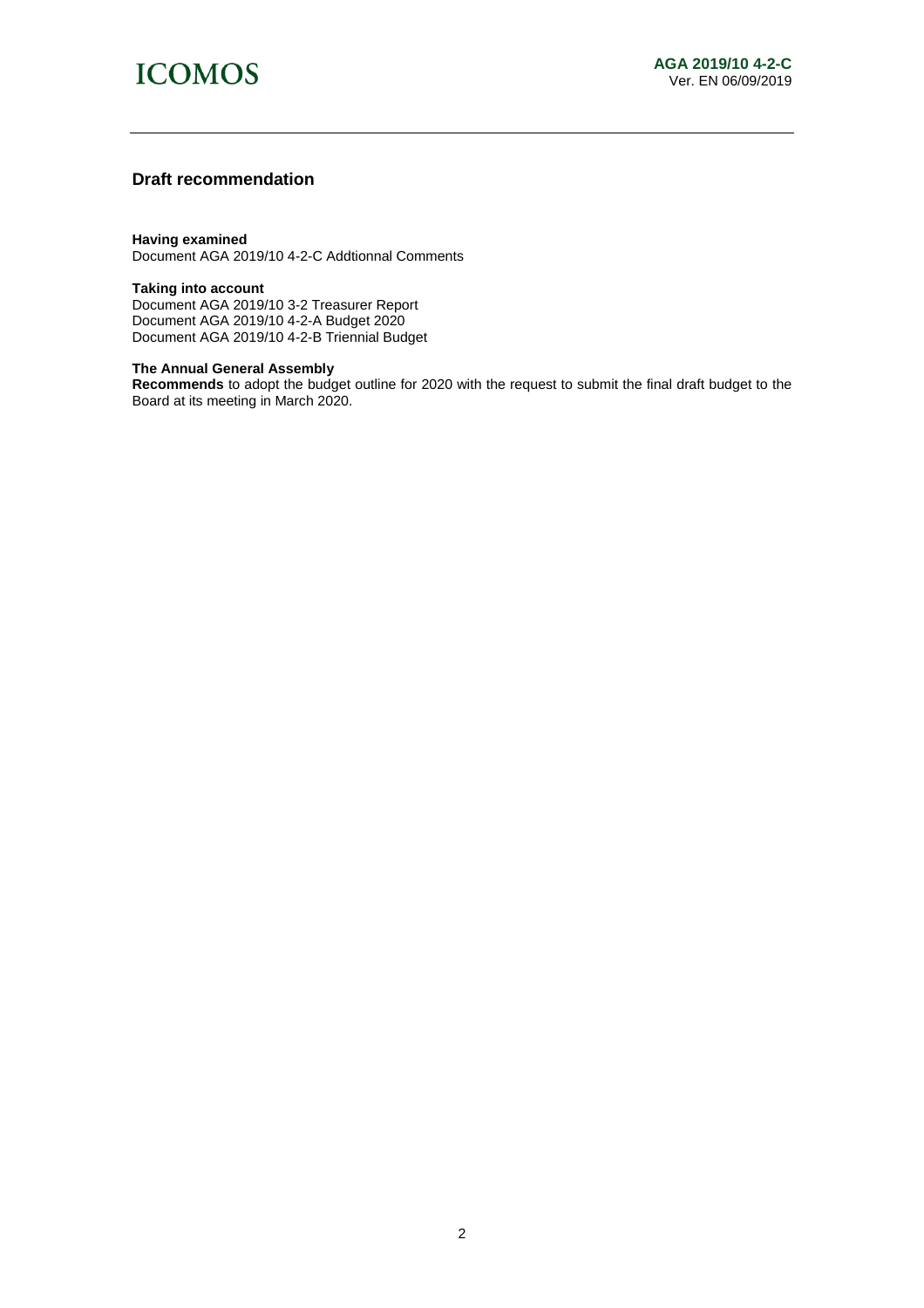## Draft recommendation

**Having examined**
Document AGA 2019/10 4-2-C Addtionnal Comments

**Taking into account**
Document AGA 2019/10 3-2 Treasurer Report
Document AGA 2019/10 4-2-A Budget 2020
Document AGA 2019/10 4-2-B Triennial Budget

**The Annual General Assembly**
**Recommends** to adopt the budget outline for 2020 with the request to submit the final draft budget to the Board at its meeting in March 2020.